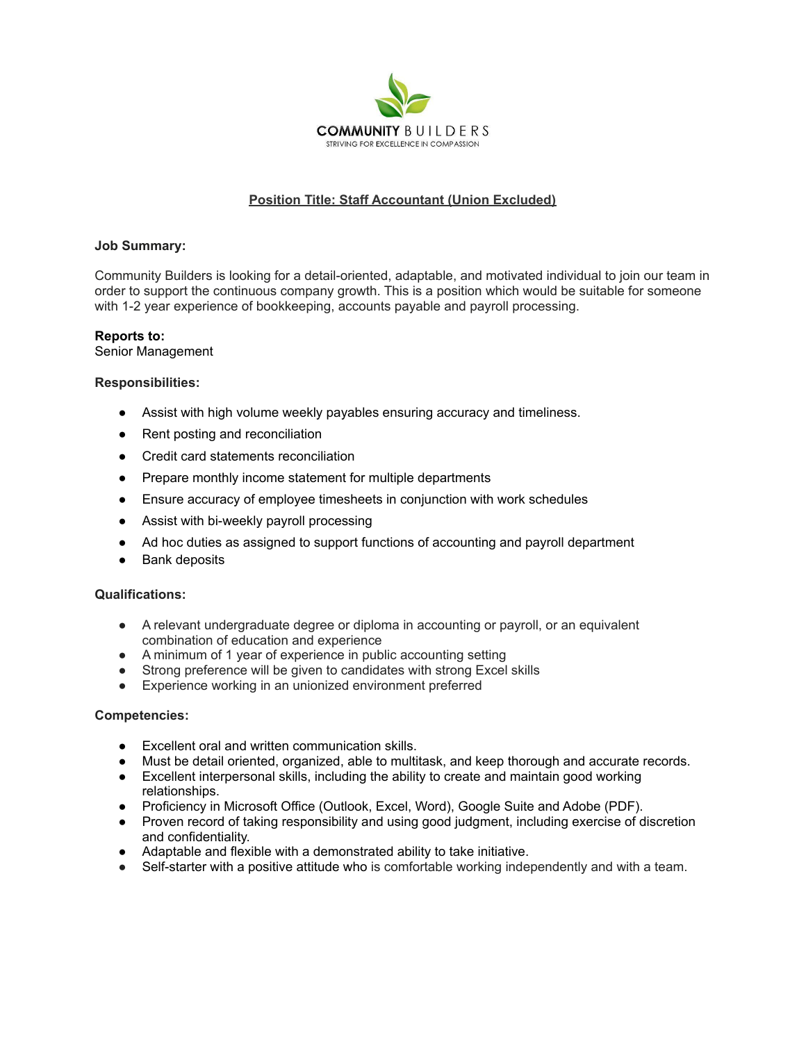COMMUNITY BUILDERS

STRIVING FOR EXCELLENCE IN COMPASSION

# Position Title: Staff Accountant (Union Excluded)

**Job Summary:**

Community Builders is looking for a detail-oriented, adaptable, and motivated individual to join our team in order to support the continuous company growth. This is a position which would be suitable for someone with 1-2 year experience of bookkeeping, accounts payable and payroll processing.

**Reports to:**
Senior Management

**Responsibilities:**

- Assist with high volume weekly payables ensuring accuracy and timeliness.
- Rent posting and reconciliation
- Credit card statements reconciliation
- Prepare monthly income statement for multiple departments
- Ensure accuracy of employee timesheets in conjunction with work schedules
- Assist with bi-weekly payroll processing
- Ad hoc duties as assigned to support functions of accounting and payroll department
- Bank deposits

**Qualifications:**

- A relevant undergraduate degree or diploma in accounting or payroll, or an equivalent combination of education and experience
- A minimum of 1 year of experience in public accounting setting
- Strong preference will be given to candidates with strong Excel skills
- Experience working in an unionized environment preferred

**Competencies:**

- Excellent oral and written communication skills.
- Must be detail oriented, organized, able to multitask, and keep thorough and accurate records.
- Excellent interpersonal skills, including the ability to create and maintain good working relationships.
- Proficiency in Microsoft Office (Outlook, Excel, Word), Google Suite and Adobe (PDF).
- Proven record of taking responsibility and using good judgment, including exercise of discretion and confidentiality.
- Adaptable and flexible with a demonstrated ability to take initiative.
- Self-starter with a positive attitude who is comfortable working independently and with a team.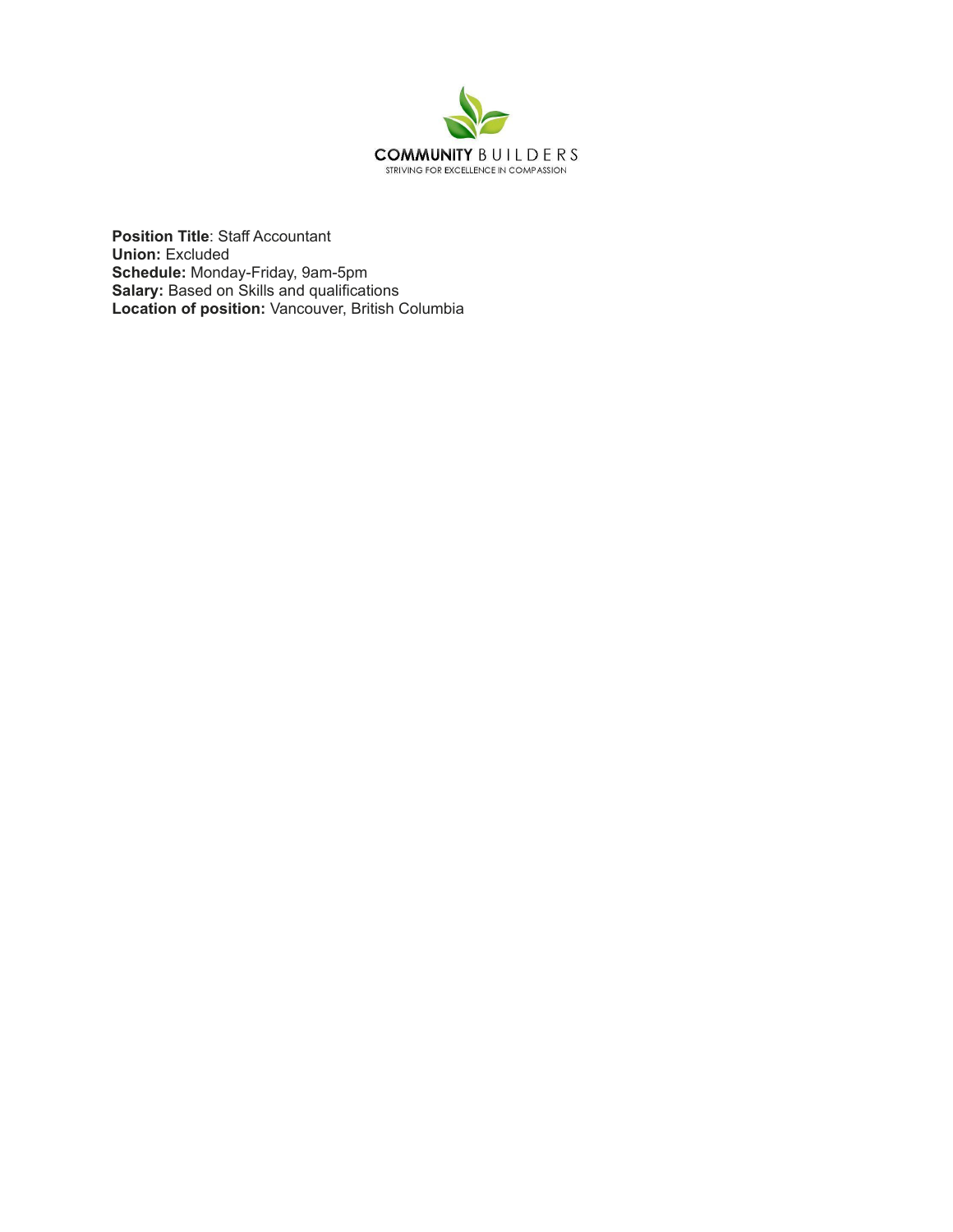COMMUNITY BUILDERS
STRIVING FOR EXCELLENCE IN COMPASSION

**Position Title**: Staff Accountant
**Union:** Excluded
**Schedule:** Monday-Friday, 9am-5pm
**Salary:** Based on Skills and qualifications
**Location of position:** Vancouver, British Columbia